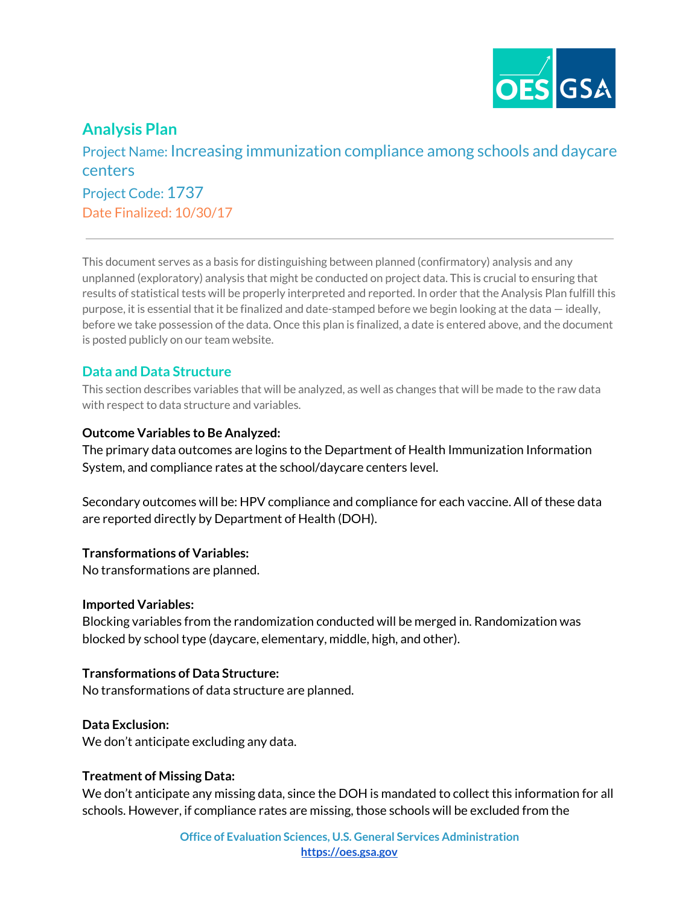# Analysis Plan

Project Name: Increasing immunization compliance among schools and daycare centers

Project Code: 1737

Date Finalized: 10/30/17

---

This document serves as a basis for distinguishing between planned (confirmatory) analysis and any unplanned (exploratory) analysis that might be conducted on project data. This is crucial to ensuring that results of statistical tests will be properly interpreted and reported. In order that the Analysis Plan fulfill this purpose, it is essential that it be finalized and date-stamped before we begin looking at the data — ideally, before we take possession of the data. Once this plan is finalized, a date is entered above, and the document is posted publicly on our team website.

## Data and Data Structure

This section describes variables that will be analyzed, as well as changes that will be made to the raw data with respect to data structure and variables.

**Outcome Variables to Be Analyzed:**

The primary data outcomes are logins to the Department of Health Immunization Information System, and compliance rates at the school/daycare centers level.

Secondary outcomes will be: HPV compliance and compliance for each vaccine. All of these data are reported directly by Department of Health (DOH).

**Transformations of Variables:**

No transformations are planned.

**Imported Variables:**

Blocking variables from the randomization conducted will be merged in. Randomization was blocked by school type (daycare, elementary, middle, high, and other).

**Transformations of Data Structure:**

No transformations of data structure are planned.

**Data Exclusion:**

We don't anticipate excluding any data.

**Treatment of Missing Data:**

We don't anticipate any missing data, since the DOH is mandated to collect this information for all schools. However, if compliance rates are missing, those schools will be excluded from the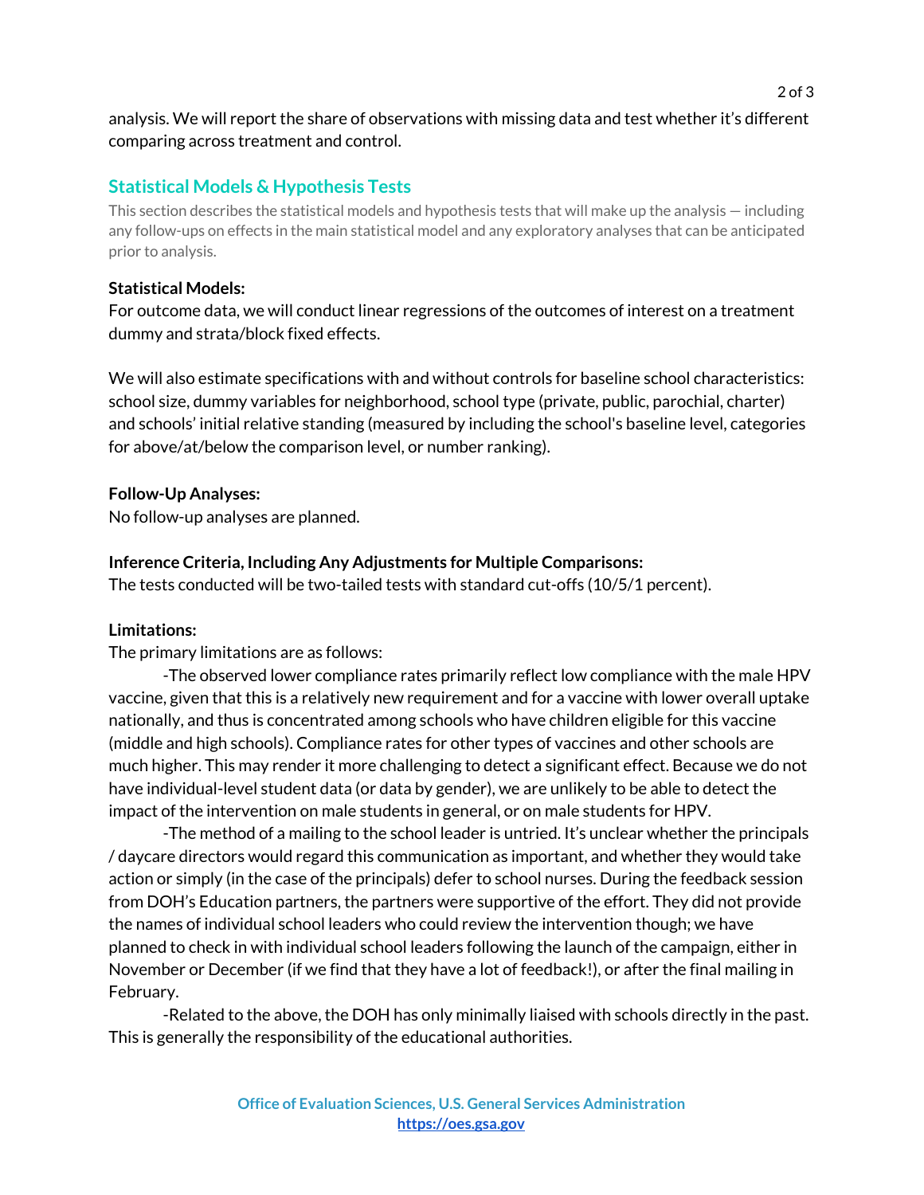analysis. We will report the share of observations with missing data and test whether it's different comparing across treatment and control.

## Statistical Models & Hypothesis Tests

This section describes the statistical models and hypothesis tests that will make up the analysis — including any follow-ups on effects in the main statistical model and any exploratory analyses that can be anticipated prior to analysis.

**Statistical Models:**
For outcome data, we will conduct linear regressions of the outcomes of interest on a treatment dummy and strata/block fixed effects.

We will also estimate specifications with and without controls for baseline school characteristics: school size, dummy variables for neighborhood, school type (private, public, parochial, charter) and schools' initial relative standing (measured by including the school's baseline level, categories for above/at/below the comparison level, or number ranking).

**Follow-Up Analyses:**
No follow-up analyses are planned.

**Inference Criteria, Including Any Adjustments for Multiple Comparisons:**
The tests conducted will be two-tailed tests with standard cut-offs (10/5/1 percent).

**Limitations:**
The primary limitations are as follows:

-The observed lower compliance rates primarily reflect low compliance with the male HPV vaccine, given that this is a relatively new requirement and for a vaccine with lower overall uptake nationally, and thus is concentrated among schools who have children eligible for this vaccine (middle and high schools). Compliance rates for other types of vaccines and other schools are much higher. This may render it more challenging to detect a significant effect. Because we do not have individual-level student data (or data by gender), we are unlikely to be able to detect the impact of the intervention on male students in general, or on male students for HPV.

-The method of a mailing to the school leader is untried. It's unclear whether the principals / daycare directors would regard this communication as important, and whether they would take action or simply (in the case of the principals) defer to school nurses. During the feedback session from DOH's Education partners, the partners were supportive of the effort. They did not provide the names of individual school leaders who could review the intervention though; we have planned to check in with individual school leaders following the launch of the campaign, either in November or December (if we find that they have a lot of feedback!), or after the final mailing in February.

-Related to the above, the DOH has only minimally liaised with schools directly in the past. This is generally the responsibility of the educational authorities.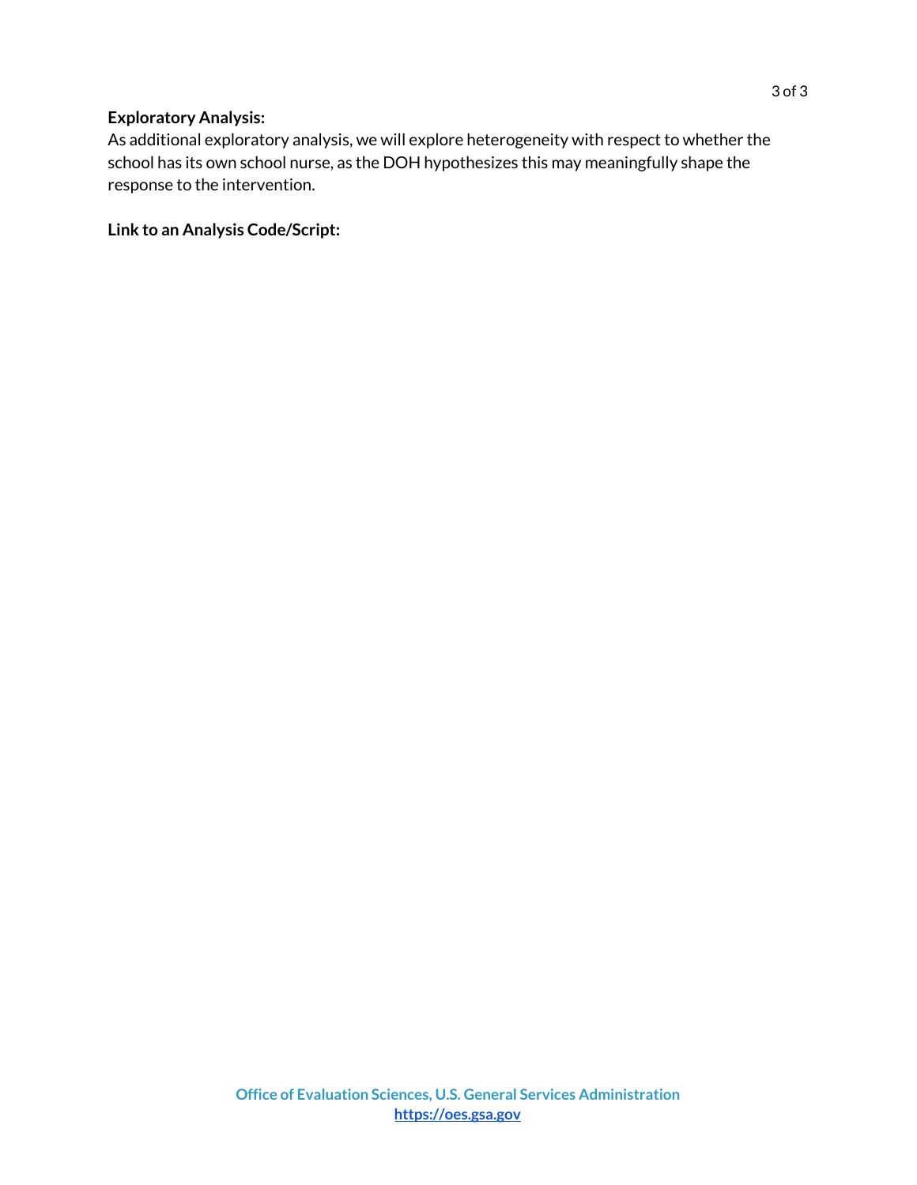**Exploratory Analysis:**
As additional exploratory analysis, we will explore heterogeneity with respect to whether the school has its own school nurse, as the DOH hypothesizes this may meaningfully shape the response to the intervention.

**Link to an Analysis Code/Script:**